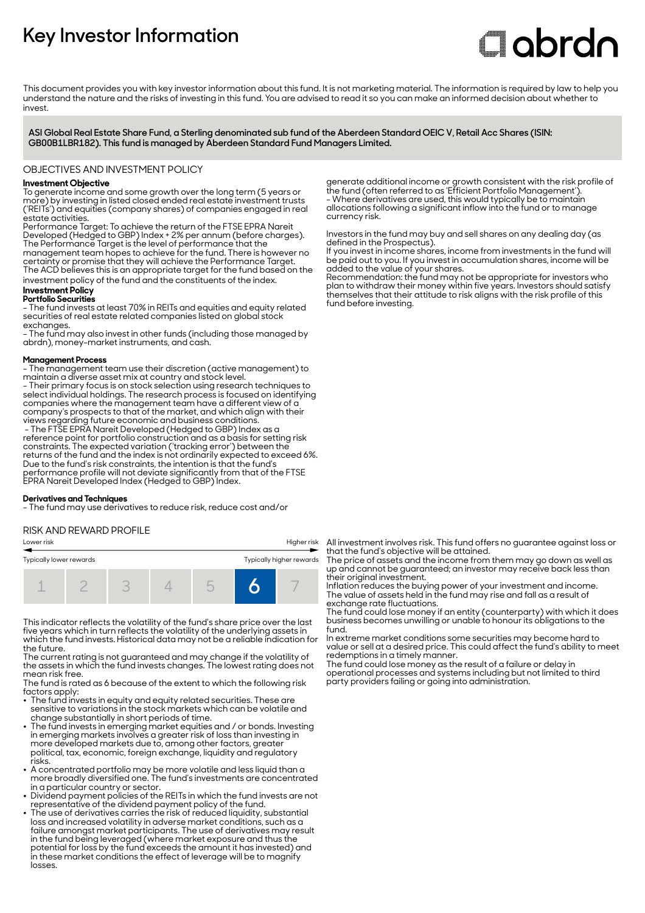# Key Investor Information

abrdn

This document provides you with key investor information about this fund. It is not marketing material. The information is required by law to help you understand the nature and the risks of investing in this fund. You are advised to read it so you can make an informed decision about whether to invest.

**ASI Global Real Estate Share Fund, a Sterling denominated sub fund of the Aberdeen Standard OEIC V, Retail Acc Shares (ISIN: GB00B1LBR182). This fund is managed by Aberdeen Standard Fund Managers Limited.**

## OBJECTIVES AND INVESTMENT POLICY

**Investment Objective**

To generate income and some growth over the long term (5 years or more) by investing in listed closed ended real estate investment trusts ('REITs') and equities (company shares) of companies engaged in real estate activities.

Performance Target: To achieve the return of the FTSE EPRA Nareit Developed (Hedged to GBP) Index + 2% per annum (before charges). The Performance Target is the level of performance that the management team hopes to achieve for the fund. There is however no certainty or promise that they will achieve the Performance Target. The ACD believes this is an appropriate target for the fund based on the investment policy of the fund and the constituents of the index.

**Investment Policy**

**Portfolio Securities**

- The fund invests at least 70% in REITs and equities and equity related securities of real estate related companies listed on global stock exchanges.
- The fund may also invest in other funds (including those managed by abrdn), money-market instruments, and cash.

**Management Process**

- The management team use their discretion (active management) to maintain a diverse asset mix at country and stock level.
- Their primary focus is on stock selection using research techniques to select individual holdings. The research process is focused on identifying companies where the management team have a different view of a company's prospects to that of the market, and which align with their views regarding future economic and business conditions.
- The FTSE EPRA Nareit Developed (Hedged to GBP) Index as a reference point for portfolio construction and as a basis for setting risk constraints. The expected variation ('tracking error') between the returns of the fund and the index is not ordinarily expected to exceed 6%. Due to the fund's risk constraints, the intention is that the fund's performance profile will not deviate significantly from that of the FTSE EPRA Nareit Developed Index (Hedged to GBP) Index.

**Derivatives and Techniques**

- The fund may use derivatives to reduce risk, reduce cost and/or generate additional income or growth consistent with the risk profile of the fund (often referred to as 'Efficient Portfolio Management').
- Where derivatives are used, this would typically be to maintain allocations following a significant inflow into the fund or to manage currency risk.

Investors in the fund may buy and sell shares on any dealing day (as defined in the Prospectus).

If you invest in income shares, income from investments in the fund will be paid out to you. If you invest in accumulation shares, income will be added to the value of your shares.

Recommendation: the fund may not be appropriate for investors who plan to withdraw their money within five years. Investors should satisfy themselves that their attitude to risk aligns with the risk profile of this fund before investing.

## RISK AND REWARD PROFILE

Lower risk — Higher risk

Typically lower rewards — Typically higher rewards

1 2 3 4 5 **6** 7

This indicator reflects the volatility of the fund's share price over the last five years which in turn reflects the volatility of the underlying assets in which the fund invests. Historical data may not be a reliable indication for the future.

The current rating is not guaranteed and may change if the volatility of the assets in which the fund invests changes. The lowest rating does not mean risk free.

The fund is rated as 6 because of the extent to which the following risk factors apply:

- The fund invests in equity and equity related securities. These are sensitive to variations in the stock markets which can be volatile and change substantially in short periods of time.
- The fund invests in emerging market equities and / or bonds. Investing in emerging markets involves a greater risk of loss than investing in more developed markets due to, among other factors, greater political, tax, economic, foreign exchange, liquidity and regulatory risks.
- A concentrated portfolio may be more volatile and less liquid than a more broadly diversified one. The fund's investments are concentrated in a particular country or sector.
- Dividend payment policies of the REITs in which the fund invests are not representative of the dividend payment policy of the fund.
- The use of derivatives carries the risk of reduced liquidity, substantial loss and increased volatility in adverse market conditions, such as a failure amongst market participants. The use of derivatives may result in the fund being leveraged (where market exposure and thus the potential for loss by the fund exceeds the amount it has invested) and in these market conditions the effect of leverage will be to magnify losses.

All investment involves risk. This fund offers no guarantee against loss or that the fund's objective will be attained.

The price of assets and the income from them may go down as well as up and cannot be guaranteed; an investor may receive back less than their original investment.

Inflation reduces the buying power of your investment and income.

The value of assets held in the fund may rise and fall as a result of exchange rate fluctuations.

The fund could lose money if an entity (counterparty) with which it does business becomes unwilling or unable to honour its obligations to the fund.

In extreme market conditions some securities may become hard to value or sell at a desired price. This could affect the fund's ability to meet redemptions in a timely manner.

The fund could lose money as the result of a failure or delay in operational processes and systems including but not limited to third party providers failing or going into administration.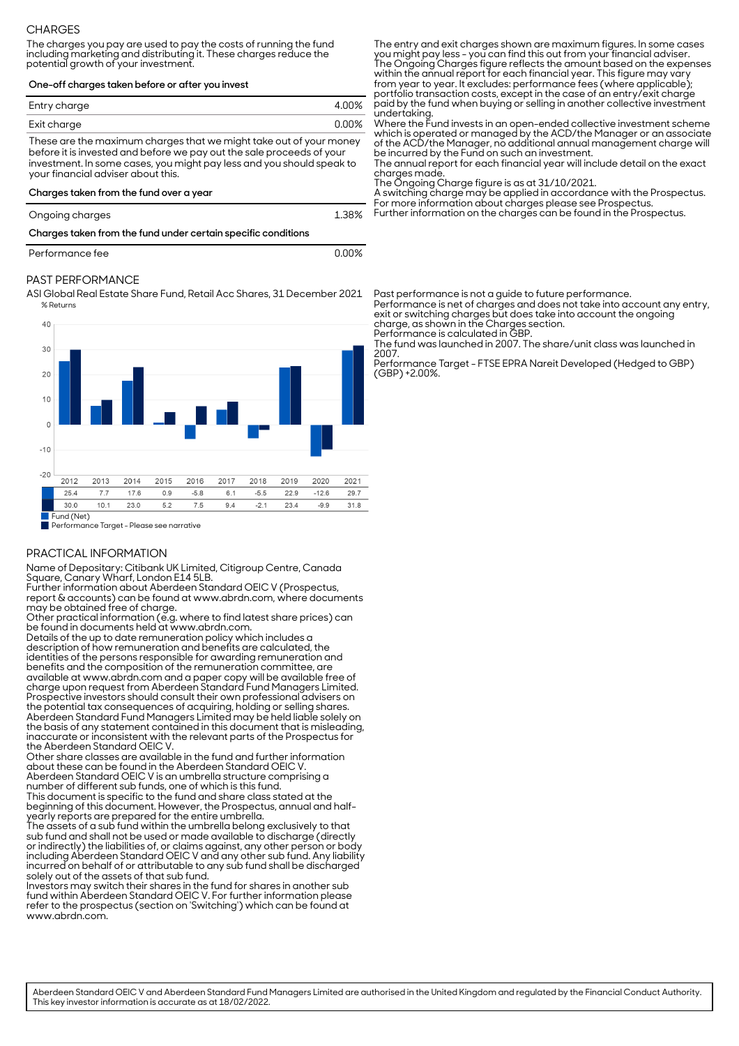## CHARGES

The charges you pay are used to pay the costs of running the fund including marketing and distributing it. These charges reduce the potential growth of your investment.

| One-off charges taken before or after you invest | |
|---|---|
| Entry charge | 4.00% |
| Exit charge | 0.00% |

These are the maximum charges that we might take out of your money before it is invested and before we pay out the sale proceeds of your investment. In some cases, you might pay less and you should speak to your financial adviser about this.

| Charges taken from the fund over a year | |
|---|---|
| Ongoing charges | 1.38% |

| Charges taken from the fund under certain specific conditions | |
|---|---|
| Performance fee | 0.00% |

The entry and exit charges shown are maximum figures. In some cases you might pay less - you can find this out from your financial adviser.
The Ongoing Charges figure reflects the amount based on the expenses within the annual report for each financial year. This figure may vary from year to year. It excludes: performance fees (where applicable); portfolio transaction costs, except in the case of an entry/exit charge paid by the fund when buying or selling in another collective investment undertaking.
Where the Fund invests in an open-ended collective investment scheme which is operated or managed by the ACD/the Manager or an associate of the ACD/the Manager, no additional annual management charge will be incurred by the Fund on such an investment.
The annual report for each financial year will include detail on the exact charges made.
The Ongoing Charge figure is as at 31/10/2021.
A switching charge may be applied in accordance with the Prospectus. For more information about charges please see Prospectus.
Further information on the charges can be found in the Prospectus.

## PAST PERFORMANCE

ASI Global Real Estate Share Fund, Retail Acc Shares, 31 December 2021

% Returns

40
30
20
10
0
-10
-20

2012 2013 2014 2015 2016 2017 2018 2019 2020 2021

Fund (Net): 25.4 7.7 17.6 0.9 -5.8 6.1 -5.5 22.9 -12.6 29.7

Performance Target - Please see narrative: 30.0 10.1 23.0 5.2 7.5 9.4 -2.1 23.4 -9.9 31.8

Past performance is not a guide to future performance.
Performance is net of charges and does not take into account any entry, exit or switching charges but does take into account the ongoing charge, as shown in the Charges section.
Performance is calculated in GBP.
The fund was launched in 2007. The share/unit class was launched in 2007.
Performance Target - FTSE EPRA Nareit Developed (Hedged to GBP) (GBP) +2.00%.

## PRACTICAL INFORMATION

Name of Depositary: Citibank UK Limited, Citigroup Centre, Canada Square, Canary Wharf, London E14 5LB.
Further information about Aberdeen Standard OEIC V (Prospectus, report & accounts) can be found at www.abrdn.com, where documents may be obtained free of charge.
Other practical information (e.g. where to find latest share prices) can be found in documents held at www.abrdn.com.
Details of the up to date remuneration policy which includes a description of how remuneration and benefits are calculated, the identities of the persons responsible for awarding remuneration and benefits and the composition of the remuneration committee, are available at www.abrdn.com and a paper copy will be available free of charge upon request from Aberdeen Standard Fund Managers Limited.
Prospective investors should consult their own professional advisers on the potential tax consequences of acquiring, holding or selling shares.
Aberdeen Standard Fund Managers Limited may be held liable solely on the basis of any statement contained in this document that is misleading, inaccurate or inconsistent with the relevant parts of the Prospectus for the Aberdeen Standard OEIC V.
Other share classes are available in the fund and further information about these can be found in the Aberdeen Standard OEIC V.
Aberdeen Standard OEIC V is an umbrella structure comprising a number of different sub funds, one of which is this fund.
This document is specific to the fund and share class stated at the beginning of this document. However, the Prospectus, annual and half-yearly reports are prepared for the entire umbrella.
The assets of a sub fund within the umbrella belong exclusively to that sub fund and shall not be used or made available to discharge (directly or indirectly) the liabilities of, or claims against, any other person or body including Aberdeen Standard OEIC V and any other sub fund. Any liability incurred on behalf of or attributable to any sub fund shall be discharged solely out of the assets of that sub fund.
Investors may switch their shares in the fund for shares in another sub fund within Aberdeen Standard OEIC V. For further information please refer to the prospectus (section on 'Switching') which can be found at www.abrdn.com.

Aberdeen Standard OEIC V and Aberdeen Standard Fund Managers Limited are authorised in the United Kingdom and regulated by the Financial Conduct Authority. This key investor information is accurate as at 18/02/2022.